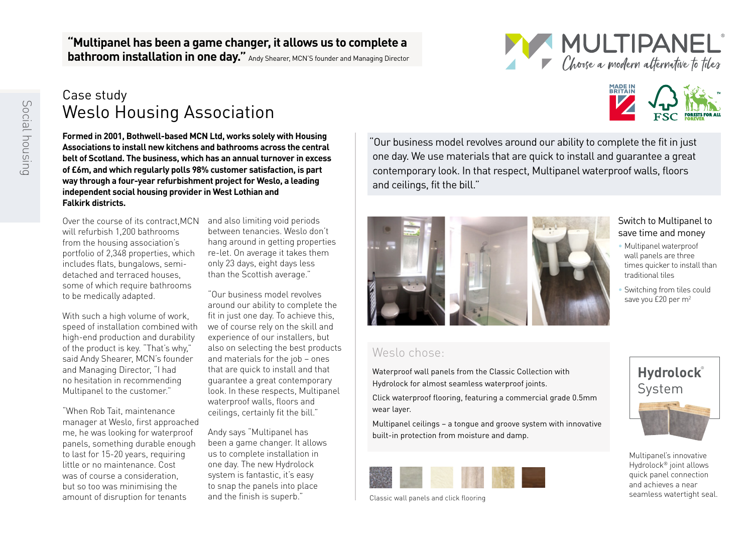**"Multipanel has been a game changer, it allows us to complete a bathroom installation in one day."** Andy Shearer, MCN'S founder and Managing Director

MULTIPANEL®
*Choose a modern alternative to tiles*

Social housing

## Case study
# Weslo Housing Association

**Formed in 2001, Bothwell-based MCN Ltd, works solely with Housing Associations to install new kitchens and bathrooms across the central belt of Scotland. The business, which has an annual turnover in excess of £6m, and which regularly polls 98% customer satisfaction, is part way through a four-year refurbishment project for Weslo, a leading independent social housing provider in West Lothian and Falkirk districts.**

Over the course of its contract,MCN will refurbish 1,200 bathrooms from the housing association's portfolio of 2,348 properties, which includes flats, bungalows, semi-detached and terraced houses, some of which require bathrooms to be medically adapted.

With such a high volume of work, speed of installation combined with high-end production and durability of the product is key. "That's why," said Andy Shearer, MCN's founder and Managing Director, "I had no hesitation in recommending Multipanel to the customer."

"When Rob Tait, maintenance manager at Weslo, first approached me, he was looking for waterproof panels, something durable enough to last for 15-20 years, requiring little or no maintenance. Cost was of course a consideration, but so too was minimising the amount of disruption for tenants and also limiting void periods between tenancies. Weslo don't hang around in getting properties re-let. On average it takes them only 23 days, eight days less than the Scottish average."

"Our business model revolves around our ability to complete the fit in just one day. To achieve this, we of course rely on the skill and experience of our installers, but also on selecting the best products and materials for the job – ones that are quick to install and that guarantee a great contemporary look. In these respects, Multipanel waterproof walls, floors and ceilings, certainly fit the bill."

Andy says "Multipanel has been a game changer. It allows us to complete installation in one day. The new Hydrolock system is fantastic, it's easy to snap the panels into place and the finish is superb."

"Our business model revolves around our ability to complete the fit in just one day. We use materials that are quick to install and guarantee a great contemporary look. In that respect, Multipanel waterproof walls, floors and ceilings, fit the bill."

### Switch to Multipanel to save time and money

- Multipanel waterproof wall panels are three times quicker to install than traditional tiles
- Switching from tiles could save you £20 per m$^2$

### Weslo chose:

Waterproof wall panels from the Classic Collection with Hydrolock for almost seamless waterproof joints.

Click waterproof flooring, featuring a commercial grade 0.5mm wear layer.

Multipanel ceilings – a tongue and groove system with innovative built-in protection from moisture and damp.

Classic wall panels and click flooring

**Hydrolock®** System

Multipanel's innovative Hydrolock® joint allows quick panel connection and achieves a near seamless watertight seal.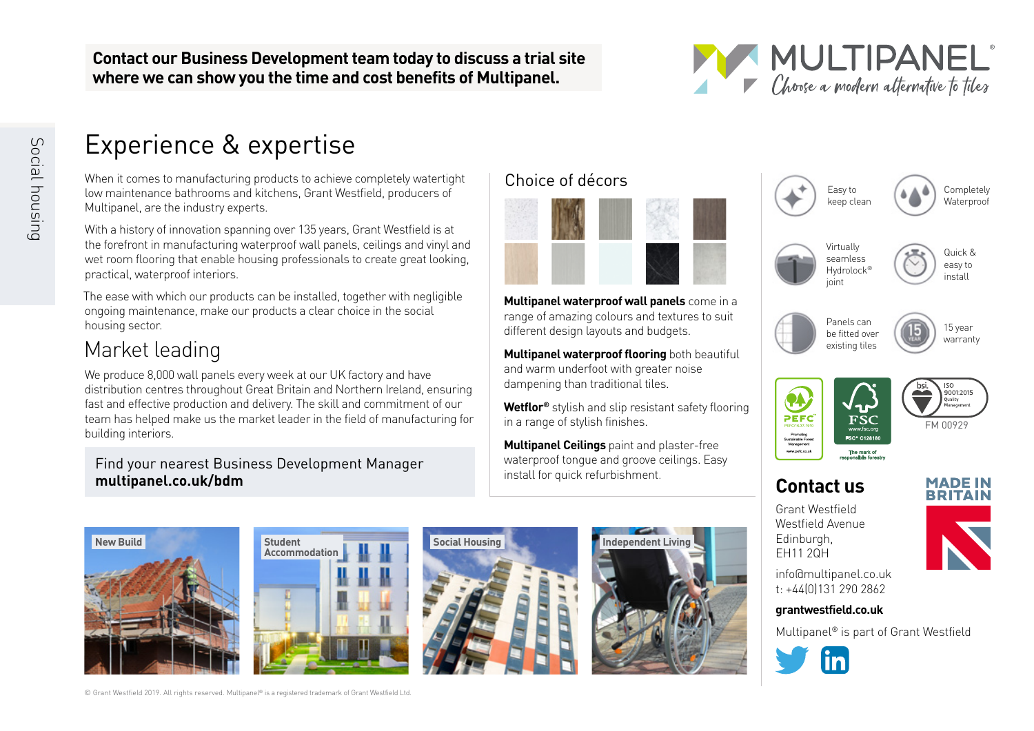**Contact our Business Development team today to discuss a trial site where we can show you the time and cost benefits of Multipanel.**

MULTIPANEL®
Choose a modern alternative to tiles

Social housing

# Experience & expertise

When it comes to manufacturing products to achieve completely watertight low maintenance bathrooms and kitchens, Grant Westfield, producers of Multipanel, are the industry experts.

With a history of innovation spanning over 135 years, Grant Westfield is at the forefront in manufacturing waterproof wall panels, ceilings and vinyl and wet room flooring that enable housing professionals to create great looking, practical, waterproof interiors.

The ease with which our products can be installed, together with negligible ongoing maintenance, make our products a clear choice in the social housing sector.

## Market leading

We produce 8,000 wall panels every week at our UK factory and have distribution centres throughout Great Britain and Northern Ireland, ensuring fast and effective production and delivery. The skill and commitment of our team has helped make us the market leader in the field of manufacturing for building interiors.

Find your nearest Business Development Manager
**multipanel.co.uk/bdm**

## Choice of décors

**Multipanel waterproof wall panels** come in a range of amazing colours and textures to suit different design layouts and budgets.

**Multipanel waterproof flooring** both beautiful and warm underfoot with greater noise dampening than traditional tiles.

**Wetflor®** stylish and slip resistant safety flooring in a range of stylish finishes.

**Multipanel Ceilings** paint and plaster-free waterproof tongue and groove ceilings. Easy install for quick refurbishment.

- Easy to keep clean
- Completely Waterproof
- Virtually seamless Hydrolock® joint
- Quick & easy to install
- Panels can be fitted over existing tiles
- 15 year warranty

PEFC — Promoting Sustainable Forest Management — www.pefc.co.uk

FSC — www.fsc.org — FSC® C128180 — The mark of responsible forestry

bsi. ISO 9001:2015 Quality Management — FM 00929

## Contact us

Grant Westfield
Westfield Avenue
Edinburgh,
EH11 2QH

info@multipanel.co.uk
t: +44(0)131 290 2862

**grantwestfield.co.uk**

Multipanel® is part of Grant Westfield

MADE IN BRITAIN

New Build

Student Accommodation

Social Housing

Independent Living

© Grant Westfield 2019. All rights reserved. Multipanel® is a registered trademark of Grant Westfield Ltd.